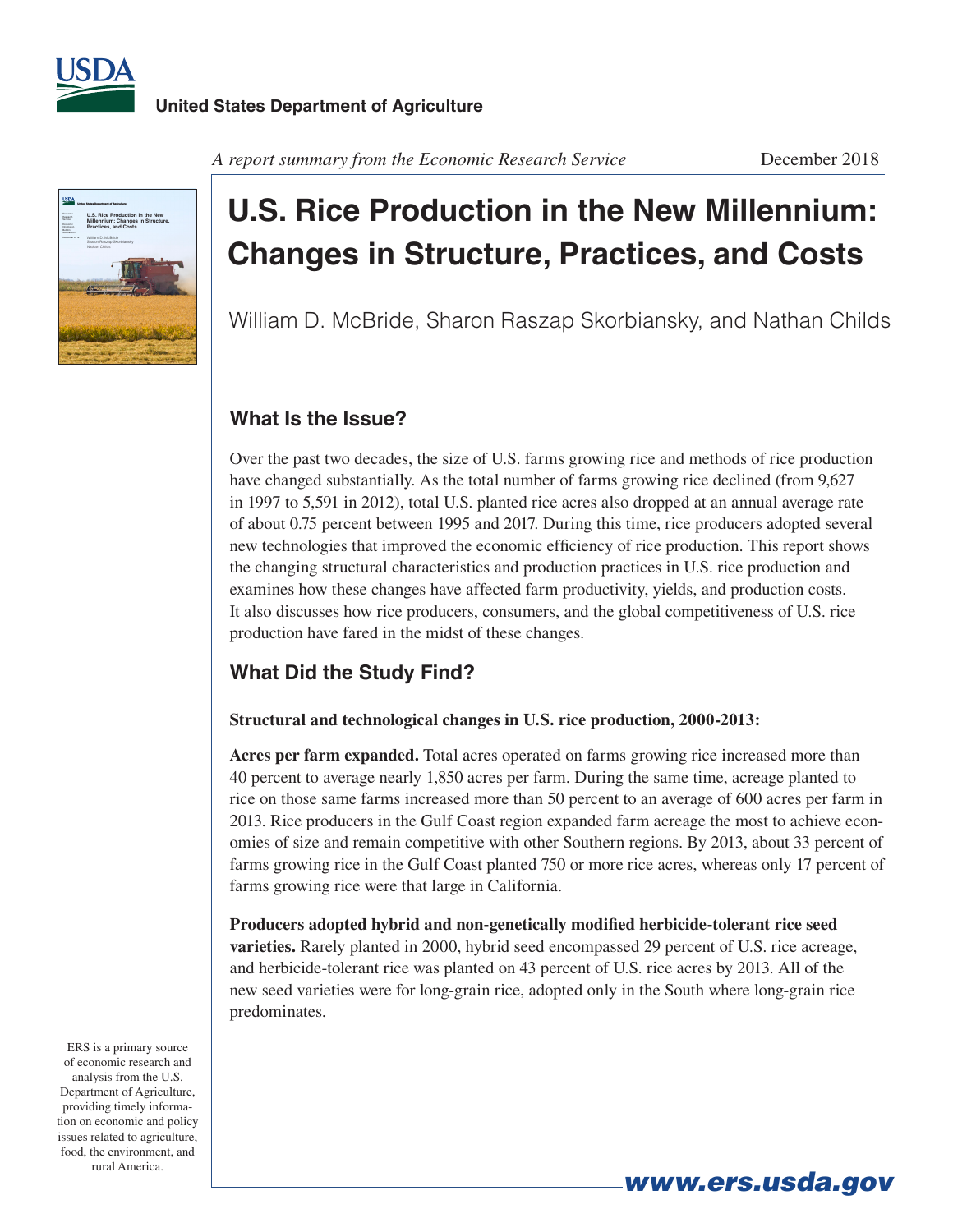USDA

**United States Department of Agriculture**

*A report summary from the Economic Research Service*

December 2018

# U.S. Rice Production in the New Millennium: Changes in Structure, Practices, and Costs

William D. McBride, Sharon Raszap Skorbiansky, and Nathan Childs

## What Is the Issue?

Over the past two decades, the size of U.S. farms growing rice and methods of rice production have changed substantially. As the total number of farms growing rice declined (from 9,627 in 1997 to 5,591 in 2012), total U.S. planted rice acres also dropped at an annual average rate of about 0.75 percent between 1995 and 2017. During this time, rice producers adopted several new technologies that improved the economic efficiency of rice production. This report shows the changing structural characteristics and production practices in U.S. rice production and examines how these changes have affected farm productivity, yields, and production costs. It also discusses how rice producers, consumers, and the global competitiveness of U.S. rice production have fared in the midst of these changes.

## What Did the Study Find?

**Structural and technological changes in U.S. rice production, 2000-2013:**

**Acres per farm expanded.** Total acres operated on farms growing rice increased more than 40 percent to average nearly 1,850 acres per farm. During the same time, acreage planted to rice on those same farms increased more than 50 percent to an average of 600 acres per farm in 2013. Rice producers in the Gulf Coast region expanded farm acreage the most to achieve economies of size and remain competitive with other Southern regions. By 2013, about 33 percent of farms growing rice in the Gulf Coast planted 750 or more rice acres, whereas only 17 percent of farms growing rice were that large in California.

**Producers adopted hybrid and non-genetically modified herbicide-tolerant rice seed varieties.** Rarely planted in 2000, hybrid seed encompassed 29 percent of U.S. rice acreage, and herbicide-tolerant rice was planted on 43 percent of U.S. rice acres by 2013. All of the new seed varieties were for long-grain rice, adopted only in the South where long-grain rice predominates.

ERS is a primary source of economic research and analysis from the U.S. Department of Agriculture, providing timely information on economic and policy issues related to agriculture, food, the environment, and rural America.

www.ers.usda.gov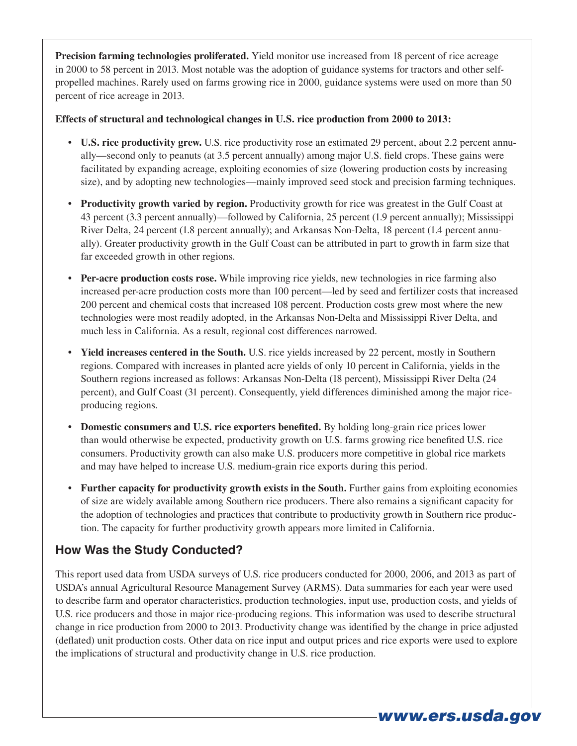**Precision farming technologies proliferated.** Yield monitor use increased from 18 percent of rice acreage in 2000 to 58 percent in 2013. Most notable was the adoption of guidance systems for tractors and other self-propelled machines. Rarely used on farms growing rice in 2000, guidance systems were used on more than 50 percent of rice acreage in 2013.

**Effects of structural and technological changes in U.S. rice production from 2000 to 2013:**

- **U.S. rice productivity grew.** U.S. rice productivity rose an estimated 29 percent, about 2.2 percent annually—second only to peanuts (at 3.5 percent annually) among major U.S. field crops. These gains were facilitated by expanding acreage, exploiting economies of size (lowering production costs by increasing size), and by adopting new technologies—mainly improved seed stock and precision farming techniques.
- **Productivity growth varied by region.** Productivity growth for rice was greatest in the Gulf Coast at 43 percent (3.3 percent annually)—followed by California, 25 percent (1.9 percent annually); Mississippi River Delta, 24 percent (1.8 percent annually); and Arkansas Non-Delta, 18 percent (1.4 percent annually). Greater productivity growth in the Gulf Coast can be attributed in part to growth in farm size that far exceeded growth in other regions.
- **Per-acre production costs rose.** While improving rice yields, new technologies in rice farming also increased per-acre production costs more than 100 percent—led by seed and fertilizer costs that increased 200 percent and chemical costs that increased 108 percent. Production costs grew most where the new technologies were most readily adopted, in the Arkansas Non-Delta and Mississippi River Delta, and much less in California. As a result, regional cost differences narrowed.
- **Yield increases centered in the South.** U.S. rice yields increased by 22 percent, mostly in Southern regions. Compared with increases in planted acre yields of only 10 percent in California, yields in the Southern regions increased as follows: Arkansas Non-Delta (18 percent), Mississippi River Delta (24 percent), and Gulf Coast (31 percent). Consequently, yield differences diminished among the major rice-producing regions.
- **Domestic consumers and U.S. rice exporters benefited.** By holding long-grain rice prices lower than would otherwise be expected, productivity growth on U.S. farms growing rice benefited U.S. rice consumers. Productivity growth can also make U.S. producers more competitive in global rice markets and may have helped to increase U.S. medium-grain rice exports during this period.
- **Further capacity for productivity growth exists in the South.** Further gains from exploiting economies of size are widely available among Southern rice producers. There also remains a significant capacity for the adoption of technologies and practices that contribute to productivity growth in Southern rice production. The capacity for further productivity growth appears more limited in California.

## How Was the Study Conducted?

This report used data from USDA surveys of U.S. rice producers conducted for 2000, 2006, and 2013 as part of USDA's annual Agricultural Resource Management Survey (ARMS). Data summaries for each year were used to describe farm and operator characteristics, production technologies, input use, production costs, and yields of U.S. rice producers and those in major rice-producing regions. This information was used to describe structural change in rice production from 2000 to 2013. Productivity change was identified by the change in price adjusted (deflated) unit production costs. Other data on rice input and output prices and rice exports were used to explore the implications of structural and productivity change in U.S. rice production.